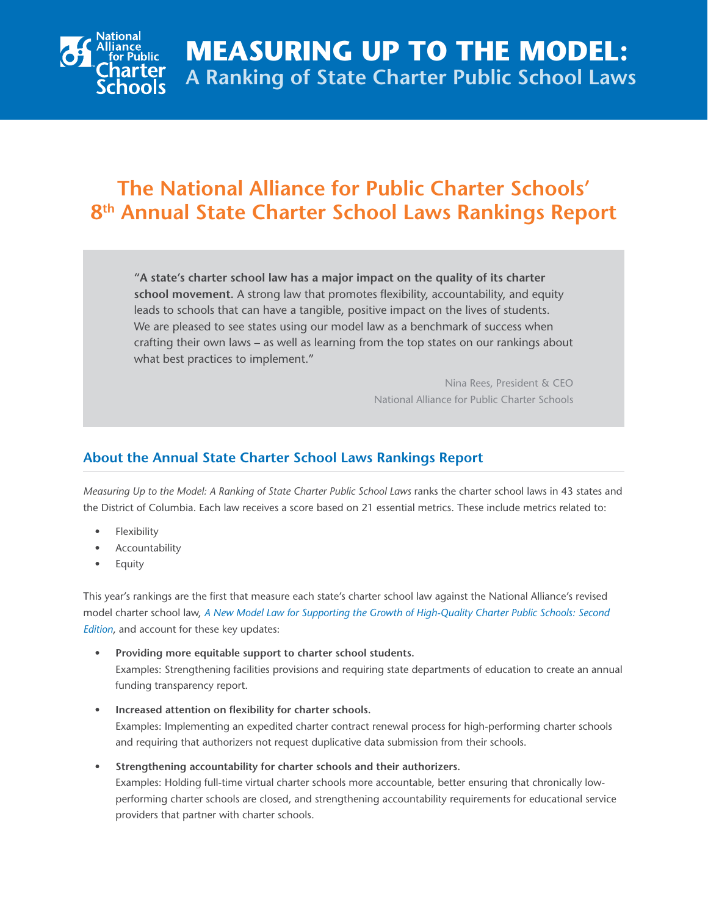# MEASURING UP TO THE MODEL:

## A Ranking of State Charter Public School Laws

## The National Alliance for Public Charter Schools' 8th Annual State Charter School Laws Rankings Report

> "**A state's charter school law has a major impact on the quality of its charter school movement.** A strong law that promotes flexibility, accountability, and equity leads to schools that can have a tangible, positive impact on the lives of students. We are pleased to see states using our model law as a benchmark of success when crafting their own laws – as well as learning from the top states on our rankings about what best practices to implement."
>
> Nina Rees, President & CEO
> National Alliance for Public Charter Schools

### About the Annual State Charter School Laws Rankings Report

*Measuring Up to the Model: A Ranking of State Charter Public School Laws* ranks the charter school laws in 43 states and the District of Columbia. Each law receives a score based on 21 essential metrics. These include metrics related to:

- Flexibility
- Accountability
- Equity

This year's rankings are the first that measure each state's charter school law against the National Alliance's revised model charter school law, *A New Model Law for Supporting the Growth of High-Quality Charter Public Schools: Second Edition*, and account for these key updates:

- **Providing more equitable support to charter school students.**
  Examples: Strengthening facilities provisions and requiring state departments of education to create an annual funding transparency report.
- **Increased attention on flexibility for charter schools.**
  Examples: Implementing an expedited charter contract renewal process for high-performing charter schools and requiring that authorizers not request duplicative data submission from their schools.
- **Strengthening accountability for charter schools and their authorizers.**
  Examples: Holding full-time virtual charter schools more accountable, better ensuring that chronically low-performing charter schools are closed, and strengthening accountability requirements for educational service providers that partner with charter schools.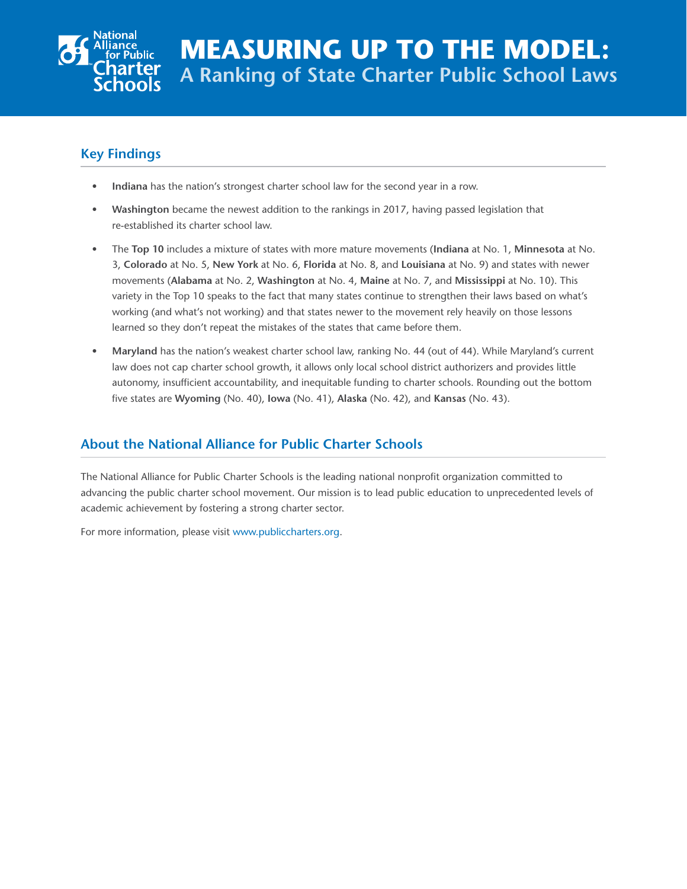# MEASURING UP TO THE MODEL:

## A Ranking of State Charter Public School Laws

## Key Findings

- **Indiana** has the nation's strongest charter school law for the second year in a row.
- **Washington** became the newest addition to the rankings in 2017, having passed legislation that re-established its charter school law.
- The **Top 10** includes a mixture of states with more mature movements (**Indiana** at No. 1, **Minnesota** at No. 3, **Colorado** at No. 5, **New York** at No. 6, **Florida** at No. 8, and **Louisiana** at No. 9) and states with newer movements (**Alabama** at No. 2, **Washington** at No. 4, **Maine** at No. 7, and **Mississippi** at No. 10). This variety in the Top 10 speaks to the fact that many states continue to strengthen their laws based on what's working (and what's not working) and that states newer to the movement rely heavily on those lessons learned so they don't repeat the mistakes of the states that came before them.
- **Maryland** has the nation's weakest charter school law, ranking No. 44 (out of 44). While Maryland's current law does not cap charter school growth, it allows only local school district authorizers and provides little autonomy, insufficient accountability, and inequitable funding to charter schools. Rounding out the bottom five states are **Wyoming** (No. 40), **Iowa** (No. 41), **Alaska** (No. 42), and **Kansas** (No. 43).

## About the National Alliance for Public Charter Schools

The National Alliance for Public Charter Schools is the leading national nonprofit organization committed to advancing the public charter school movement. Our mission is to lead public education to unprecedented levels of academic achievement by fostering a strong charter sector.

For more information, please visit www.publiccharters.org.